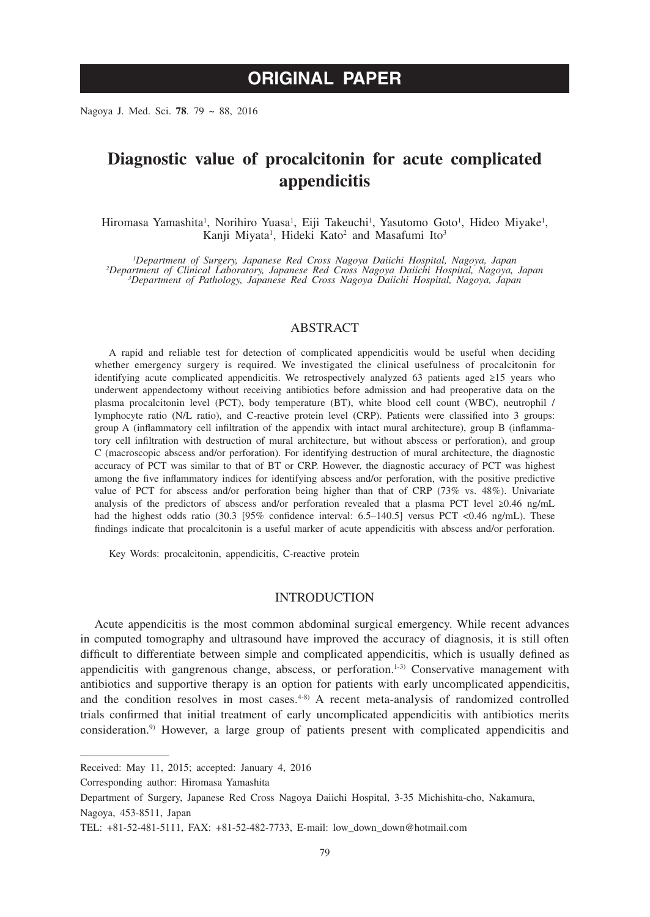**ORIGINAL PAPER**

# Diagnostic value of procalcitonin for acute complicated appendicitis

Hiromasa Yamashita[1], Norihiro Yuasa[1], Eiji Takeuchi[1], Yasutomo Goto[1], Hideo Miyake[1], Kanji Miyata[1], Hideki Kato[2] and Masafumi Ito[3]

*[1]Department of Surgery, Japanese Red Cross Nagoya Daiichi Hospital, Nagoya, Japan*
*[2]Department of Clinical Laboratory, Japanese Red Cross Nagoya Daiichi Hospital, Nagoya, Japan*
*[3]Department of Pathology, Japanese Red Cross Nagoya Daiichi Hospital, Nagoya, Japan*

## ABSTRACT

A rapid and reliable test for detection of complicated appendicitis would be useful when deciding whether emergency surgery is required. We investigated the clinical usefulness of procalcitonin for identifying acute complicated appendicitis. We retrospectively analyzed 63 patients aged ≥15 years who underwent appendectomy without receiving antibiotics before admission and had preoperative data on the plasma procalcitonin level (PCT), body temperature (BT), white blood cell count (WBC), neutrophil / lymphocyte ratio (N/L ratio), and C-reactive protein level (CRP). Patients were classified into 3 groups: group A (inflammatory cell infiltration of the appendix with intact mural architecture), group B (inflammatory cell infiltration with destruction of mural architecture, but without abscess or perforation), and group C (macroscopic abscess and/or perforation). For identifying destruction of mural architecture, the diagnostic accuracy of PCT was similar to that of BT or CRP. However, the diagnostic accuracy of PCT was highest among the five inflammatory indices for identifying abscess and/or perforation, with the positive predictive value of PCT for abscess and/or perforation being higher than that of CRP (73% vs. 48%). Univariate analysis of the predictors of abscess and/or perforation revealed that a plasma PCT level ≥0.46 ng/mL had the highest odds ratio (30.3 [95% confidence interval: 6.5–140.5] versus PCT <0.46 ng/mL). These findings indicate that procalcitonin is a useful marker of acute appendicitis with abscess and/or perforation.

Key Words: procalcitonin, appendicitis, C-reactive protein

## INTRODUCTION

Acute appendicitis is the most common abdominal surgical emergency. While recent advances in computed tomography and ultrasound have improved the accuracy of diagnosis, it is still often difficult to differentiate between simple and complicated appendicitis, which is usually defined as appendicitis with gangrenous change, abscess, or perforation.[1-3] Conservative management with antibiotics and supportive therapy is an option for patients with early uncomplicated appendicitis, and the condition resolves in most cases.[4-8] A recent meta-analysis of randomized controlled trials confirmed that initial treatment of early uncomplicated appendicitis with antibiotics merits consideration.[9] However, a large group of patients present with complicated appendicitis and

---

Received: May 11, 2015; accepted: January 4, 2016

Corresponding author: Hiromasa Yamashita

Department of Surgery, Japanese Red Cross Nagoya Daiichi Hospital, 3-35 Michishita-cho, Nakamura, Nagoya, 453-8511, Japan

TEL: +81-52-481-5111, FAX: +81-52-482-7733, E-mail: low_down_down@hotmail.com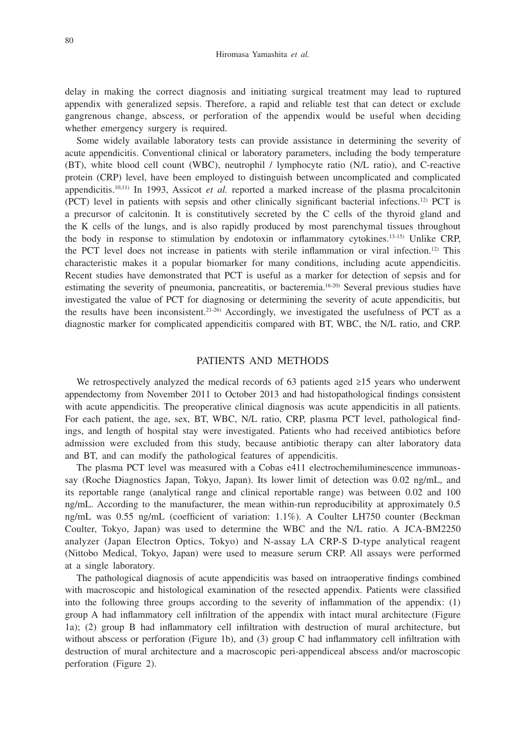delay in making the correct diagnosis and initiating surgical treatment may lead to ruptured appendix with generalized sepsis. Therefore, a rapid and reliable test that can detect or exclude gangrenous change, abscess, or perforation of the appendix would be useful when deciding whether emergency surgery is required.

Some widely available laboratory tests can provide assistance in determining the severity of acute appendicitis. Conventional clinical or laboratory parameters, including the body temperature (BT), white blood cell count (WBC), neutrophil / lymphocyte ratio (N/L ratio), and C-reactive protein (CRP) level, have been employed to distinguish between uncomplicated and complicated appendicitis.[10,11] In 1993, Assicot *et al.* reported a marked increase of the plasma procalcitonin (PCT) level in patients with sepsis and other clinically significant bacterial infections.[12] PCT is a precursor of calcitonin. It is constitutively secreted by the C cells of the thyroid gland and the K cells of the lungs, and is also rapidly produced by most parenchymal tissues throughout the body in response to stimulation by endotoxin or inflammatory cytokines.[13-15] Unlike CRP, the PCT level does not increase in patients with sterile inflammation or viral infection.[12] This characteristic makes it a popular biomarker for many conditions, including acute appendicitis. Recent studies have demonstrated that PCT is useful as a marker for detection of sepsis and for estimating the severity of pneumonia, pancreatitis, or bacteremia.[16-20] Several previous studies have investigated the value of PCT for diagnosing or determining the severity of acute appendicitis, but the results have been inconsistent.[21-26] Accordingly, we investigated the usefulness of PCT as a diagnostic marker for complicated appendicitis compared with BT, WBC, the N/L ratio, and CRP.

## PATIENTS AND METHODS

We retrospectively analyzed the medical records of 63 patients aged ≥15 years who underwent appendectomy from November 2011 to October 2013 and had histopathological findings consistent with acute appendicitis. The preoperative clinical diagnosis was acute appendicitis in all patients. For each patient, the age, sex, BT, WBC, N/L ratio, CRP, plasma PCT level, pathological findings, and length of hospital stay were investigated. Patients who had received antibiotics before admission were excluded from this study, because antibiotic therapy can alter laboratory data and BT, and can modify the pathological features of appendicitis.

The plasma PCT level was measured with a Cobas e411 electrochemiluminescence immunoassay (Roche Diagnostics Japan, Tokyo, Japan). Its lower limit of detection was 0.02 ng/mL, and its reportable range (analytical range and clinical reportable range) was between 0.02 and 100 ng/mL. According to the manufacturer, the mean within-run reproducibility at approximately 0.5 ng/mL was 0.55 ng/mL (coefficient of variation: 1.1%). A Coulter LH750 counter (Beckman Coulter, Tokyo, Japan) was used to determine the WBC and the N/L ratio. A JCA-BM2250 analyzer (Japan Electron Optics, Tokyo) and N-assay LA CRP-S D-type analytical reagent (Nittobo Medical, Tokyo, Japan) were used to measure serum CRP. All assays were performed at a single laboratory.

The pathological diagnosis of acute appendicitis was based on intraoperative findings combined with macroscopic and histological examination of the resected appendix. Patients were classified into the following three groups according to the severity of inflammation of the appendix: (1) group A had inflammatory cell infiltration of the appendix with intact mural architecture (Figure 1a); (2) group B had inflammatory cell infiltration with destruction of mural architecture, but without abscess or perforation (Figure 1b), and (3) group C had inflammatory cell infiltration with destruction of mural architecture and a macroscopic peri-appendiceal abscess and/or macroscopic perforation (Figure 2).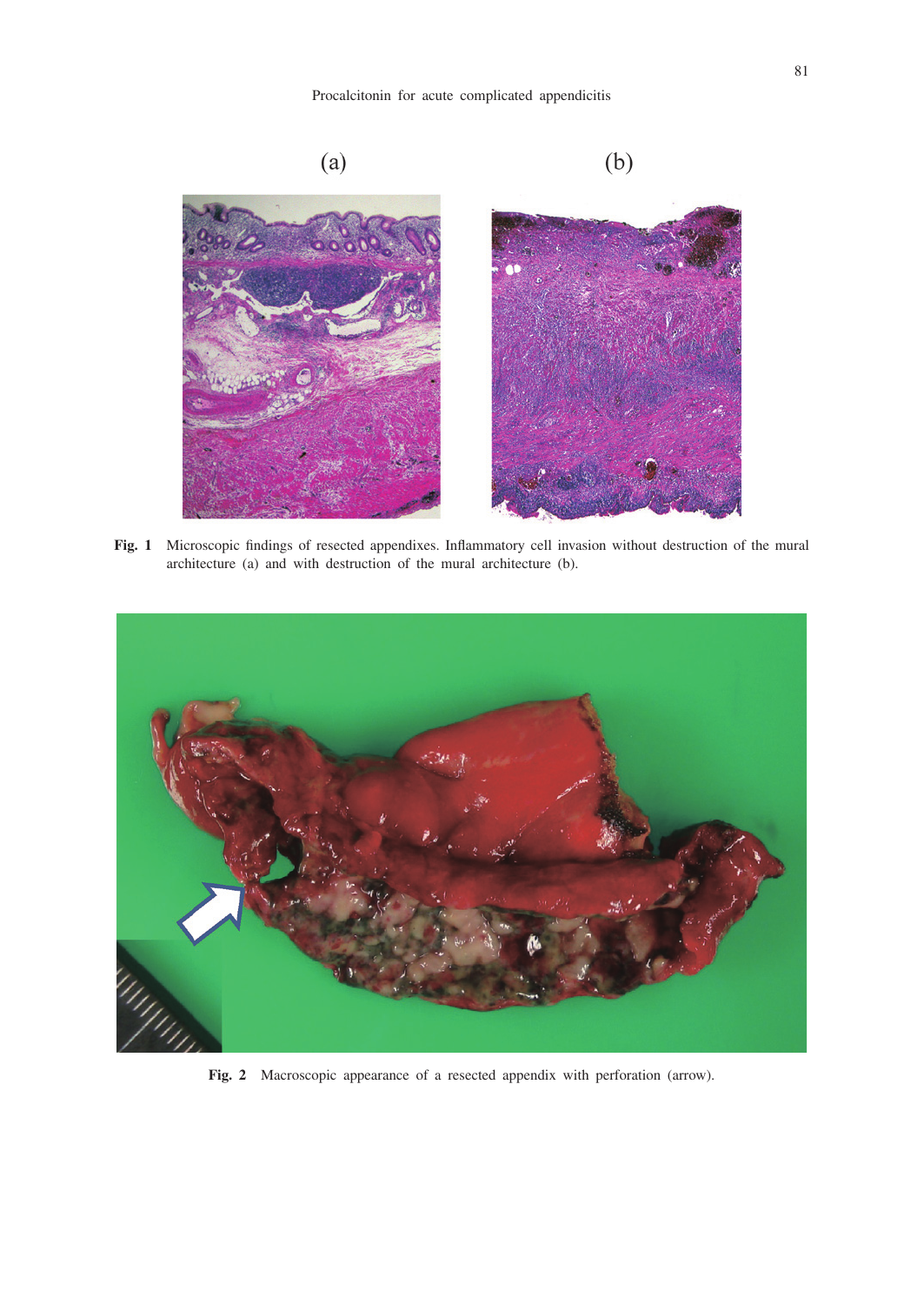(a) (b)

**Fig. 1** Microscopic findings of resected appendixes. Inflammatory cell invasion without destruction of the mural architecture (a) and with destruction of the mural architecture (b).

**Fig. 2** Macroscopic appearance of a resected appendix with perforation (arrow).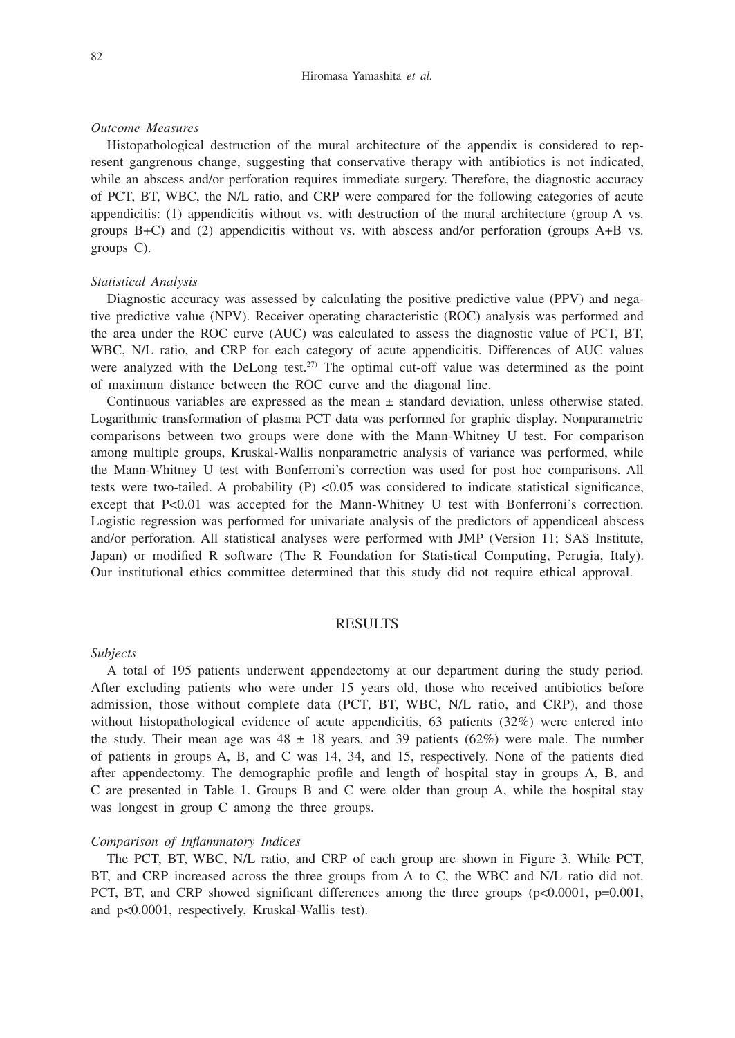*Outcome Measures*

Histopathological destruction of the mural architecture of the appendix is considered to represent gangrenous change, suggesting that conservative therapy with antibiotics is not indicated, while an abscess and/or perforation requires immediate surgery. Therefore, the diagnostic accuracy of PCT, BT, WBC, the N/L ratio, and CRP were compared for the following categories of acute appendicitis: (1) appendicitis without vs. with destruction of the mural architecture (group A vs. groups B+C) and (2) appendicitis without vs. with abscess and/or perforation (groups A+B vs. groups C).

*Statistical Analysis*

Diagnostic accuracy was assessed by calculating the positive predictive value (PPV) and negative predictive value (NPV). Receiver operating characteristic (ROC) analysis was performed and the area under the ROC curve (AUC) was calculated to assess the diagnostic value of PCT, BT, WBC, N/L ratio, and CRP for each category of acute appendicitis. Differences of AUC values were analyzed with the DeLong test.[27] The optimal cut-off value was determined as the point of maximum distance between the ROC curve and the diagonal line.

Continuous variables are expressed as the mean ± standard deviation, unless otherwise stated. Logarithmic transformation of plasma PCT data was performed for graphic display. Nonparametric comparisons between two groups were done with the Mann-Whitney U test. For comparison among multiple groups, Kruskal-Wallis nonparametric analysis of variance was performed, while the Mann-Whitney U test with Bonferroni's correction was used for post hoc comparisons. All tests were two-tailed. A probability (P) $<0.05$ was considered to indicate statistical significance, except that $P<0.01$ was accepted for the Mann-Whitney U test with Bonferroni's correction. Logistic regression was performed for univariate analysis of the predictors of appendiceal abscess and/or perforation. All statistical analyses were performed with JMP (Version 11; SAS Institute, Japan) or modified R software (The R Foundation for Statistical Computing, Perugia, Italy). Our institutional ethics committee determined that this study did not require ethical approval.

## RESULTS

*Subjects*

A total of 195 patients underwent appendectomy at our department during the study period. After excluding patients who were under 15 years old, those who received antibiotics before admission, those without complete data (PCT, BT, WBC, N/L ratio, and CRP), and those without histopathological evidence of acute appendicitis, 63 patients (32%) were entered into the study. Their mean age was 48 ± 18 years, and 39 patients (62%) were male. The number of patients in groups A, B, and C was 14, 34, and 15, respectively. None of the patients died after appendectomy. The demographic profile and length of hospital stay in groups A, B, and C are presented in Table 1. Groups B and C were older than group A, while the hospital stay was longest in group C among the three groups.

*Comparison of Inflammatory Indices*

The PCT, BT, WBC, N/L ratio, and CRP of each group are shown in Figure 3. While PCT, BT, and CRP increased across the three groups from A to C, the WBC and N/L ratio did not. PCT, BT, and CRP showed significant differences among the three groups ($p<0.0001$, $p=0.001$, and $p<0.0001$, respectively, Kruskal-Wallis test).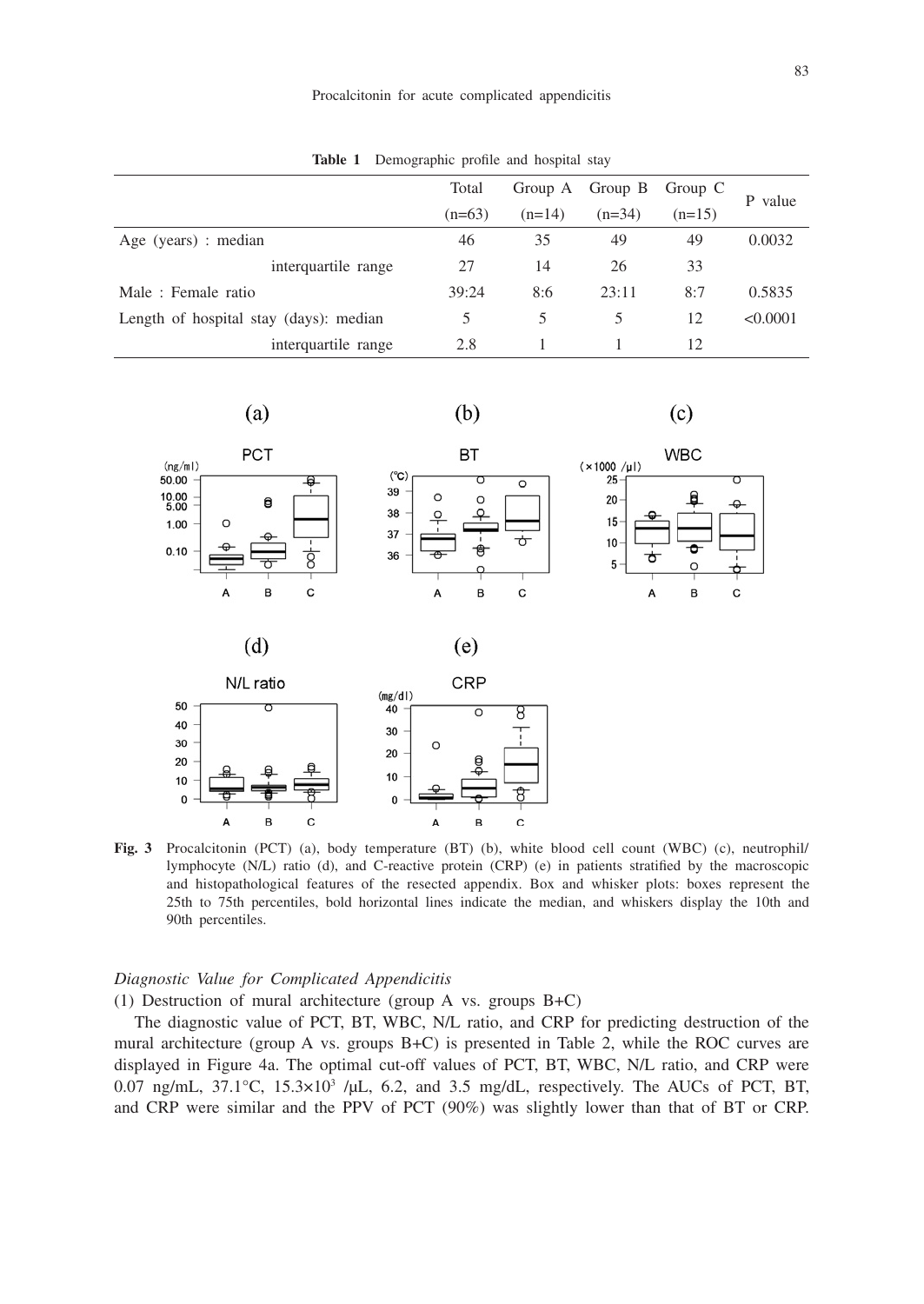**Table 1** Demographic profile and hospital stay

| | Total (n=63) | Group A (n=14) | Group B (n=34) | Group C (n=15) | P value |
|---|---|---|---|---|---|
| Age (years) : median | 46 | 35 | 49 | 49 | 0.0032 |
| interquartile range | 27 | 14 | 26 | 33 | |
| Male : Female ratio | 39:24 | 8:6 | 23:11 | 8:7 | 0.5835 |
| Length of hospital stay (days): median | 5 | 5 | 5 | 12 | <0.0001 |
| interquartile range | 2.8 | 1 | 1 | 12 | |

**Fig. 3** Procalcitonin (PCT) (a), body temperature (BT) (b), white blood cell count (WBC) (c), neutrophil/lymphocyte (N/L) ratio (d), and C-reactive protein (CRP) (e) in patients stratified by the macroscopic and histopathological features of the resected appendix. Box and whisker plots: boxes represent the 25th to 75th percentiles, bold horizontal lines indicate the median, and whiskers display the 10th and 90th percentiles.

*Diagnostic Value for Complicated Appendicitis*

(1) Destruction of mural architecture (group A vs. groups B+C)

The diagnostic value of PCT, BT, WBC, N/L ratio, and CRP for predicting destruction of the mural architecture (group A vs. groups B+C) is presented in Table 2, while the ROC curves are displayed in Figure 4a. The optimal cut-off values of PCT, BT, WBC, N/L ratio, and CRP were 0.07 ng/mL, 37.1°C, $15.3\times10^3$ /μL, 6.2, and 3.5 mg/dL, respectively. The AUCs of PCT, BT, and CRP were similar and the PPV of PCT (90%) was slightly lower than that of BT or CRP.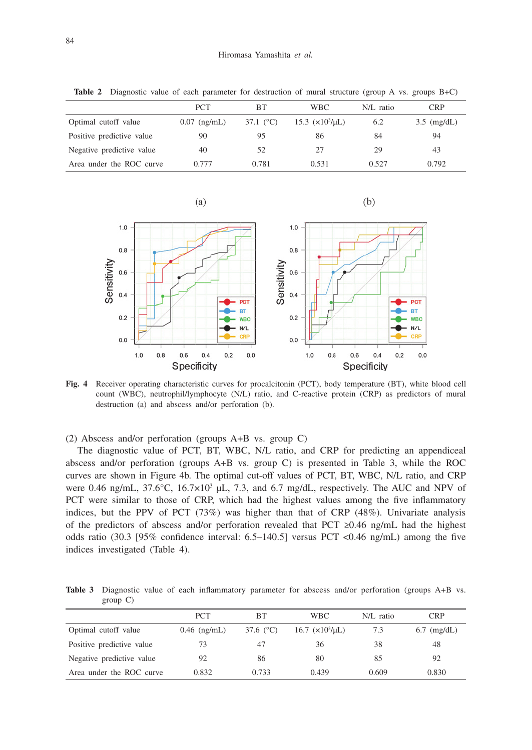**Table 2** Diagnostic value of each parameter for destruction of mural structure (group A vs. groups B+C)

| | PCT | BT | WBC | N/L ratio | CRP |
|---|---|---|---|---|---|
| Optimal cutoff value | 0.07 (ng/mL) | 37.1 (°C) | 15.3 ($\times 10^3/\mu$L) | 6.2 | 3.5 (mg/dL) |
| Positive predictive value | 90 | 95 | 86 | 84 | 94 |
| Negative predictive value | 40 | 52 | 27 | 29 | 43 |
| Area under the ROC curve | 0.777 | 0.781 | 0.531 | 0.527 | 0.792 |

**Fig. 4** Receiver operating characteristic curves for procalcitonin (PCT), body temperature (BT), white blood cell count (WBC), neutrophil/lymphocyte (N/L) ratio, and C-reactive protein (CRP) as predictors of mural destruction (a) and abscess and/or perforation (b).

(2) Abscess and/or perforation (groups A+B vs. group C)

The diagnostic value of PCT, BT, WBC, N/L ratio, and CRP for predicting an appendiceal abscess and/or perforation (groups A+B vs. group C) is presented in Table 3, while the ROC curves are shown in Figure 4b. The optimal cut-off values of PCT, BT, WBC, N/L ratio, and CRP were 0.46 ng/mL, 37.6°C, 16.7×$10^3$ μL, 7.3, and 6.7 mg/dL, respectively. The AUC and NPV of PCT were similar to those of CRP, which had the highest values among the five inflammatory indices, but the PPV of PCT (73%) was higher than that of CRP (48%). Univariate analysis of the predictors of abscess and/or perforation revealed that PCT ≥0.46 ng/mL had the highest odds ratio (30.3 [95% confidence interval: 6.5–140.5] versus PCT <0.46 ng/mL) among the five indices investigated (Table 4).

**Table 3** Diagnostic value of each inflammatory parameter for abscess and/or perforation (groups A+B vs. group C)

| | PCT | BT | WBC | N/L ratio | CRP |
|---|---|---|---|---|---|
| Optimal cutoff value | 0.46 (ng/mL) | 37.6 (°C) | 16.7 ($\times 10^3/\mu$L) | 7.3 | 6.7 (mg/dL) |
| Positive predictive value | 73 | 47 | 36 | 38 | 48 |
| Negative predictive value | 92 | 86 | 80 | 85 | 92 |
| Area under the ROC curve | 0.832 | 0.733 | 0.439 | 0.609 | 0.830 |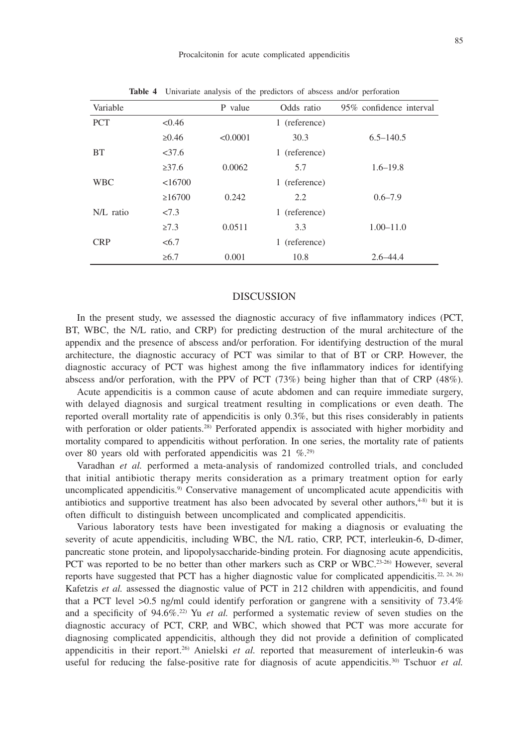**Table 4** Univariate analysis of the predictors of abscess and/or perforation

| Variable | | P value | Odds ratio | 95% confidence interval |
|---|---|---|---|---|
| PCT | <0.46 | | 1 (reference) | |
| | ≥0.46 | <0.0001 | 30.3 | 6.5–140.5 |
| BT | <37.6 | | 1 (reference) | |
| | ≥37.6 | 0.0062 | 5.7 | 1.6–19.8 |
| WBC | <16700 | | 1 (reference) | |
| | ≥16700 | 0.242 | 2.2 | 0.6–7.9 |
| N/L ratio | <7.3 | | 1 (reference) | |
| | ≥7.3 | 0.0511 | 3.3 | 1.00–11.0 |
| CRP | <6.7 | | 1 (reference) | |
| | ≥6.7 | 0.001 | 10.8 | 2.6–44.4 |

## DISCUSSION

In the present study, we assessed the diagnostic accuracy of five inflammatory indices (PCT, BT, WBC, the N/L ratio, and CRP) for predicting destruction of the mural architecture of the appendix and the presence of abscess and/or perforation. For identifying destruction of the mural architecture, the diagnostic accuracy of PCT was similar to that of BT or CRP. However, the diagnostic accuracy of PCT was highest among the five inflammatory indices for identifying abscess and/or perforation, with the PPV of PCT (73%) being higher than that of CRP (48%).

Acute appendicitis is a common cause of acute abdomen and can require immediate surgery, with delayed diagnosis and surgical treatment resulting in complications or even death. The reported overall mortality rate of appendicitis is only 0.3%, but this rises considerably in patients with perforation or older patients.[28] Perforated appendix is associated with higher morbidity and mortality compared to appendicitis without perforation. In one series, the mortality rate of patients over 80 years old with perforated appendicitis was 21 %.[29]

Varadhan *et al.* performed a meta-analysis of randomized controlled trials, and concluded that initial antibiotic therapy merits consideration as a primary treatment option for early uncomplicated appendicitis.[9] Conservative management of uncomplicated acute appendicitis with antibiotics and supportive treatment has also been advocated by several other authors,[4-8] but it is often difficult to distinguish between uncomplicated and complicated appendicitis.

Various laboratory tests have been investigated for making a diagnosis or evaluating the severity of acute appendicitis, including WBC, the N/L ratio, CRP, PCT, interleukin-6, D-dimer, pancreatic stone protein, and lipopolysaccharide-binding protein. For diagnosing acute appendicitis, PCT was reported to be no better than other markers such as CRP or WBC.[23-26] However, several reports have suggested that PCT has a higher diagnostic value for complicated appendicitis.[22, 24, 26] Kafetzis *et al.* assessed the diagnostic value of PCT in 212 children with appendicitis, and found that a PCT level >0.5 ng/ml could identify perforation or gangrene with a sensitivity of 73.4% and a specificity of 94.6%.[22] Yu *et al.* performed a systematic review of seven studies on the diagnostic accuracy of PCT, CRP, and WBC, which showed that PCT was more accurate for diagnosing complicated appendicitis, although they did not provide a definition of complicated appendicitis in their report.[26] Anielski *et al.* reported that measurement of interleukin-6 was useful for reducing the false-positive rate for diagnosis of acute appendicitis.[30] Tschuor *et al.*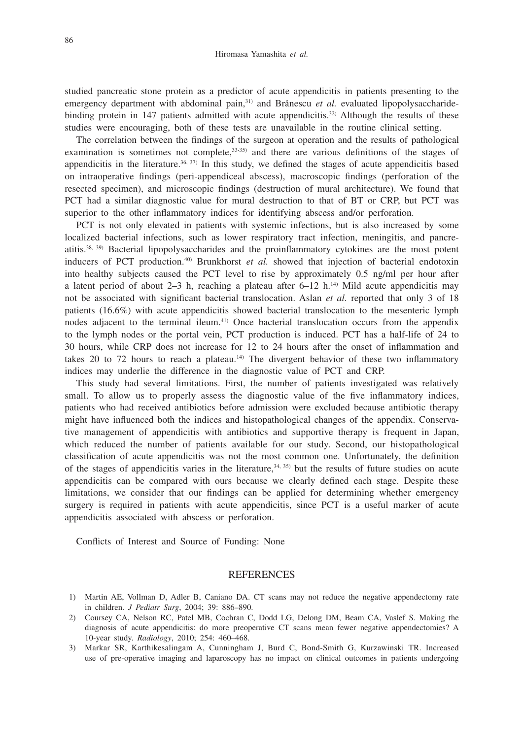studied pancreatic stone protein as a predictor of acute appendicitis in patients presenting to the emergency department with abdominal pain,[31] and Brănescu *et al.* evaluated lipopolysaccharide-binding protein in 147 patients admitted with acute appendicitis.[32] Although the results of these studies were encouraging, both of these tests are unavailable in the routine clinical setting.

The correlation between the findings of the surgeon at operation and the results of pathological examination is sometimes not complete,[33-35] and there are various definitions of the stages of appendicitis in the literature.[36, 37] In this study, we defined the stages of acute appendicitis based on intraoperative findings (peri-appendiceal abscess), macroscopic findings (perforation of the resected specimen), and microscopic findings (destruction of mural architecture). We found that PCT had a similar diagnostic value for mural destruction to that of BT or CRP, but PCT was superior to the other inflammatory indices for identifying abscess and/or perforation.

PCT is not only elevated in patients with systemic infections, but is also increased by some localized bacterial infections, such as lower respiratory tract infection, meningitis, and pancreatitis.[38, 39] Bacterial lipopolysaccharides and the proinflammatory cytokines are the most potent inducers of PCT production.[40] Brunkhorst *et al.* showed that injection of bacterial endotoxin into healthy subjects caused the PCT level to rise by approximately 0.5 ng/ml per hour after a latent period of about 2–3 h, reaching a plateau after 6–12 h.[14] Mild acute appendicitis may not be associated with significant bacterial translocation. Aslan *et al.* reported that only 3 of 18 patients (16.6%) with acute appendicitis showed bacterial translocation to the mesenteric lymph nodes adjacent to the terminal ileum.[41] Once bacterial translocation occurs from the appendix to the lymph nodes or the portal vein, PCT production is induced. PCT has a half-life of 24 to 30 hours, while CRP does not increase for 12 to 24 hours after the onset of inflammation and takes 20 to 72 hours to reach a plateau.[14] The divergent behavior of these two inflammatory indices may underlie the difference in the diagnostic value of PCT and CRP.

This study had several limitations. First, the number of patients investigated was relatively small. To allow us to properly assess the diagnostic value of the five inflammatory indices, patients who had received antibiotics before admission were excluded because antibiotic therapy might have influenced both the indices and histopathological changes of the appendix. Conservative management of appendicitis with antibiotics and supportive therapy is frequent in Japan, which reduced the number of patients available for our study. Second, our histopathological classification of acute appendicitis was not the most common one. Unfortunately, the definition of the stages of appendicitis varies in the literature,[34, 35] but the results of future studies on acute appendicitis can be compared with ours because we clearly defined each stage. Despite these limitations, we consider that our findings can be applied for determining whether emergency surgery is required in patients with acute appendicitis, since PCT is a useful marker of acute appendicitis associated with abscess or perforation.

Conflicts of Interest and Source of Funding: None

## REFERENCES

1) Martin AE, Vollman D, Adler B, Caniano DA. CT scans may not reduce the negative appendectomy rate in children. *J Pediatr Surg*, 2004; 39: 886–890.
2) Coursey CA, Nelson RC, Patel MB, Cochran C, Dodd LG, Delong DM, Beam CA, Vaslef S. Making the diagnosis of acute appendicitis: do more preoperative CT scans mean fewer negative appendectomies? A 10-year study. *Radiology*, 2010; 254: 460–468.
3) Markar SR, Karthikesalingam A, Cunningham J, Burd C, Bond-Smith G, Kurzawinski TR. Increased use of pre-operative imaging and laparoscopy has no impact on clinical outcomes in patients undergoing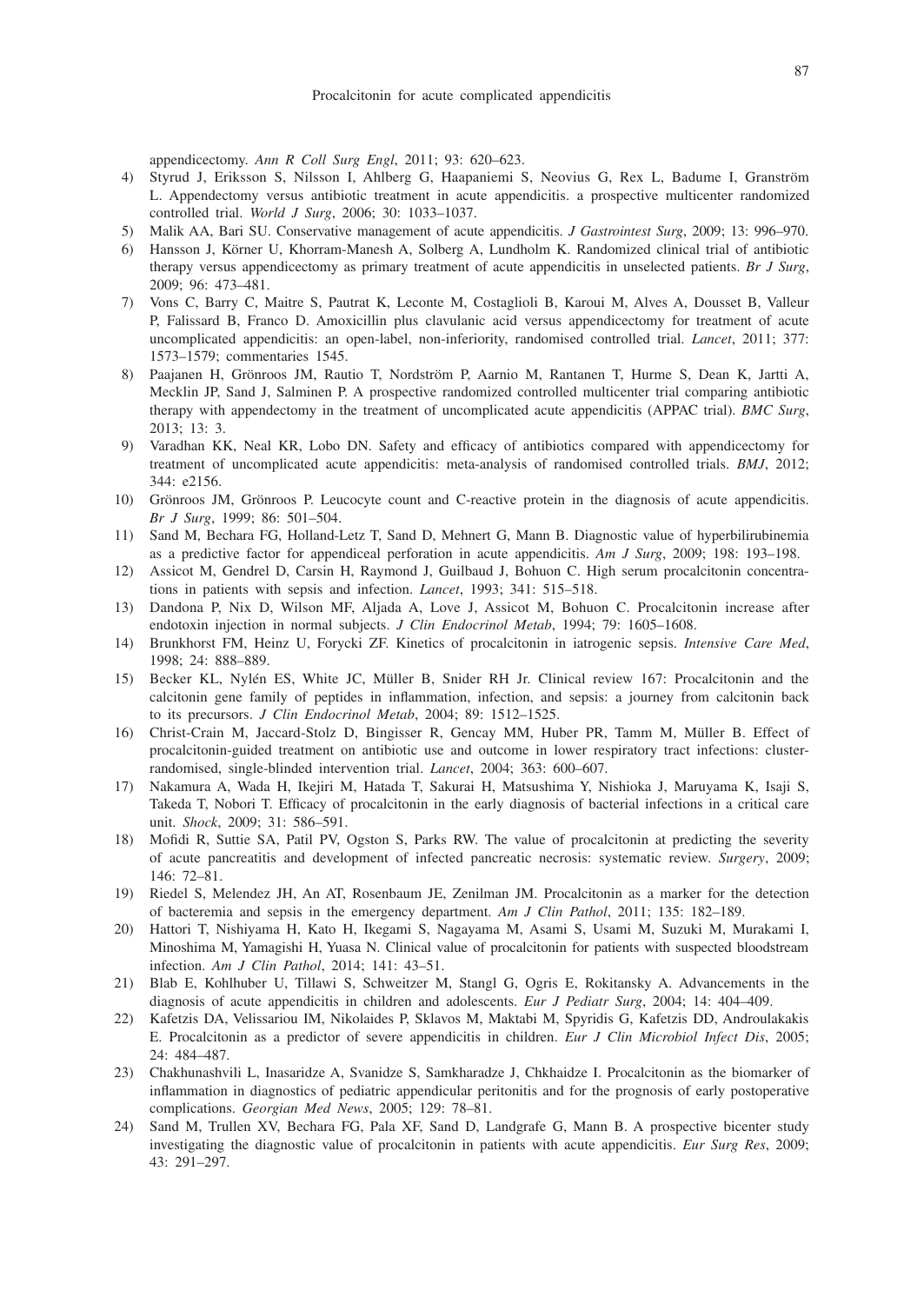appendicectomy. *Ann R Coll Surg Engl*, 2011; 93: 620–623.

4) Styrud J, Eriksson S, Nilsson I, Ahlberg G, Haapaniemi S, Neovius G, Rex L, Badume I, Granström L. Appendectomy versus antibiotic treatment in acute appendicitis. a prospective multicenter randomized controlled trial. *World J Surg*, 2006; 30: 1033–1037.
5) Malik AA, Bari SU. Conservative management of acute appendicitis. *J Gastrointest Surg*, 2009; 13: 996–970.
6) Hansson J, Körner U, Khorram-Manesh A, Solberg A, Lundholm K. Randomized clinical trial of antibiotic therapy versus appendicectomy as primary treatment of acute appendicitis in unselected patients. *Br J Surg*, 2009; 96: 473–481.
7) Vons C, Barry C, Maitre S, Pautrat K, Leconte M, Costaglioli B, Karoui M, Alves A, Dousset B, Valleur P, Falissard B, Franco D. Amoxicillin plus clavulanic acid versus appendicectomy for treatment of acute uncomplicated appendicitis: an open-label, non-inferiority, randomised controlled trial. *Lancet*, 2011; 377: 1573–1579; commentaries 1545.
8) Paajanen H, Grönroos JM, Rautio T, Nordström P, Aarnio M, Rantanen T, Hurme S, Dean K, Jartti A, Mecklin JP, Sand J, Salminen P. A prospective randomized controlled multicenter trial comparing antibiotic therapy with appendectomy in the treatment of uncomplicated acute appendicitis (APPAC trial). *BMC Surg*, 2013; 13: 3.
9) Varadhan KK, Neal KR, Lobo DN. Safety and efficacy of antibiotics compared with appendicectomy for treatment of uncomplicated acute appendicitis: meta-analysis of randomised controlled trials. *BMJ*, 2012; 344: e2156.
10) Grönroos JM, Grönroos P. Leucocyte count and C-reactive protein in the diagnosis of acute appendicitis. *Br J Surg*, 1999; 86: 501–504.
11) Sand M, Bechara FG, Holland-Letz T, Sand D, Mehnert G, Mann B. Diagnostic value of hyperbilirubinemia as a predictive factor for appendiceal perforation in acute appendicitis. *Am J Surg*, 2009; 198: 193–198.
12) Assicot M, Gendrel D, Carsin H, Raymond J, Guilbaud J, Bohuon C. High serum procalcitonin concentrations in patients with sepsis and infection. *Lancet*, 1993; 341: 515–518.
13) Dandona P, Nix D, Wilson MF, Aljada A, Love J, Assicot M, Bohuon C. Procalcitonin increase after endotoxin injection in normal subjects. *J Clin Endocrinol Metab*, 1994; 79: 1605–1608.
14) Brunkhorst FM, Heinz U, Forycki ZF. Kinetics of procalcitonin in iatrogenic sepsis. *Intensive Care Med*, 1998; 24: 888–889.
15) Becker KL, Nylén ES, White JC, Müller B, Snider RH Jr. Clinical review 167: Procalcitonin and the calcitonin gene family of peptides in inflammation, infection, and sepsis: a journey from calcitonin back to its precursors. *J Clin Endocrinol Metab*, 2004; 89: 1512–1525.
16) Christ-Crain M, Jaccard-Stolz D, Bingisser R, Gencay MM, Huber PR, Tamm M, Müller B. Effect of procalcitonin-guided treatment on antibiotic use and outcome in lower respiratory tract infections: cluster-randomised, single-blinded intervention trial. *Lancet*, 2004; 363: 600–607.
17) Nakamura A, Wada H, Ikejiri M, Hatada T, Sakurai H, Matsushima Y, Nishioka J, Maruyama K, Isaji S, Takeda T, Nobori T. Efficacy of procalcitonin in the early diagnosis of bacterial infections in a critical care unit. *Shock*, 2009; 31: 586–591.
18) Mofidi R, Suttie SA, Patil PV, Ogston S, Parks RW. The value of procalcitonin at predicting the severity of acute pancreatitis and development of infected pancreatic necrosis: systematic review. *Surgery*, 2009; 146: 72–81.
19) Riedel S, Melendez JH, An AT, Rosenbaum JE, Zenilman JM. Procalcitonin as a marker for the detection of bacteremia and sepsis in the emergency department. *Am J Clin Pathol*, 2011; 135: 182–189.
20) Hattori T, Nishiyama H, Kato H, Ikegami S, Nagayama M, Asami S, Usami M, Suzuki M, Murakami I, Minoshima M, Yamagishi H, Yuasa N. Clinical value of procalcitonin for patients with suspected bloodstream infection. *Am J Clin Pathol*, 2014; 141: 43–51.
21) Blab E, Kohlhuber U, Tillawi S, Schweitzer M, Stangl G, Ogris E, Rokitansky A. Advancements in the diagnosis of acute appendicitis in children and adolescents. *Eur J Pediatr Surg*, 2004; 14: 404–409.
22) Kafetzis DA, Velissariou IM, Nikolaides P, Sklavos M, Maktabi M, Spyridis G, Kafetzis DD, Androulakakis E. Procalcitonin as a predictor of severe appendicitis in children. *Eur J Clin Microbiol Infect Dis*, 2005; 24: 484–487.
23) Chakhunashvili L, Inasaridze A, Svanidze S, Samkharadze J, Chkhaidze I. Procalcitonin as the biomarker of inflammation in diagnostics of pediatric appendicular peritonitis and for the prognosis of early postoperative complications. *Georgian Med News*, 2005; 129: 78–81.
24) Sand M, Trullen XV, Bechara FG, Pala XF, Sand D, Landgrafe G, Mann B. A prospective bicenter study investigating the diagnostic value of procalcitonin in patients with acute appendicitis. *Eur Surg Res*, 2009; 43: 291–297.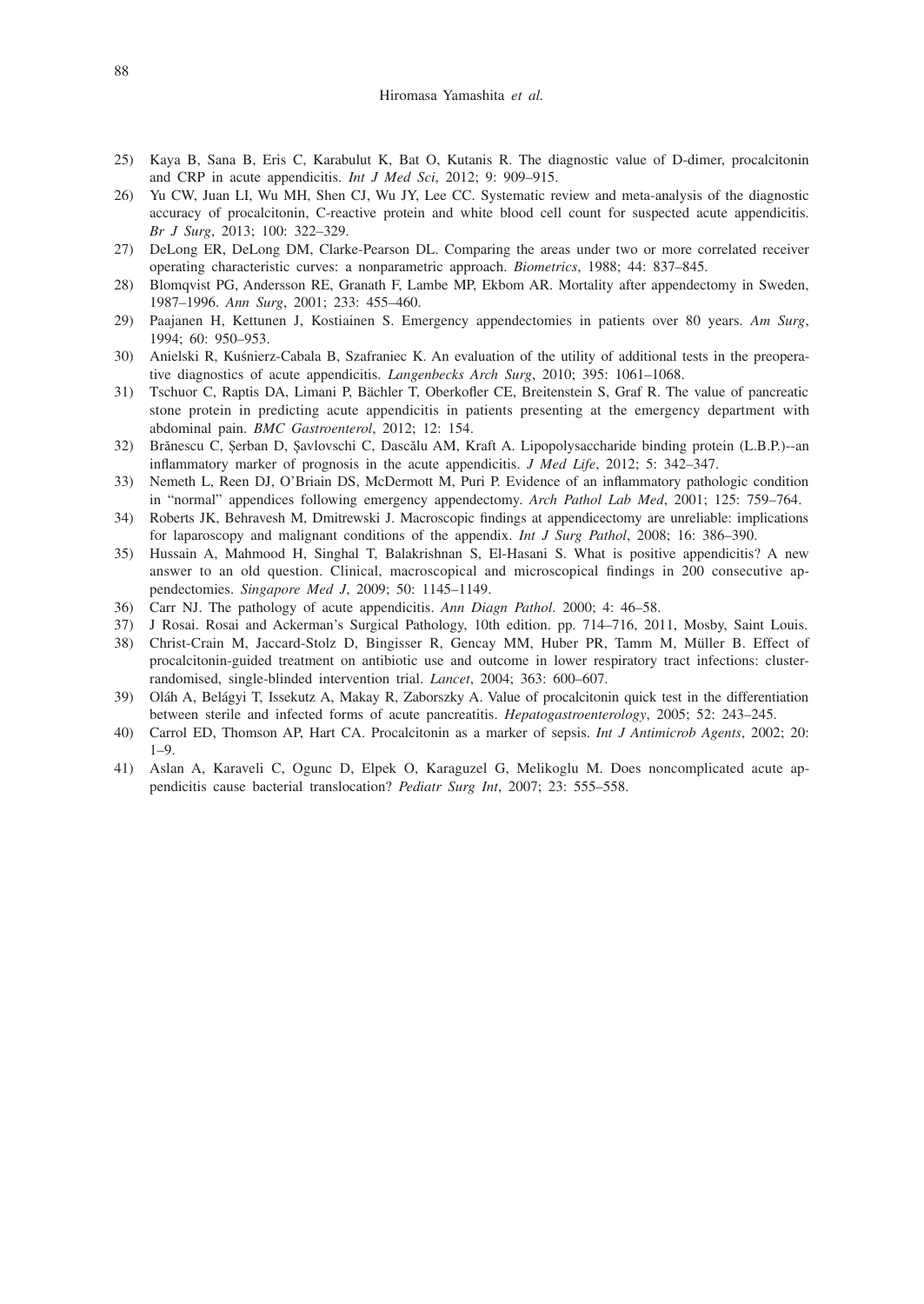25) Kaya B, Sana B, Eris C, Karabulut K, Bat O, Kutanis R. The diagnostic value of D-dimer, procalcitonin and CRP in acute appendicitis. *Int J Med Sci*, 2012; 9: 909–915.
26) Yu CW, Juan LI, Wu MH, Shen CJ, Wu JY, Lee CC. Systematic review and meta-analysis of the diagnostic accuracy of procalcitonin, C-reactive protein and white blood cell count for suspected acute appendicitis. *Br J Surg*, 2013; 100: 322–329.
27) DeLong ER, DeLong DM, Clarke-Pearson DL. Comparing the areas under two or more correlated receiver operating characteristic curves: a nonparametric approach. *Biometrics*, 1988; 44: 837–845.
28) Blomqvist PG, Andersson RE, Granath F, Lambe MP, Ekbom AR. Mortality after appendectomy in Sweden, 1987–1996. *Ann Surg*, 2001; 233: 455–460.
29) Paajanen H, Kettunen J, Kostiainen S. Emergency appendectomies in patients over 80 years. *Am Surg*, 1994; 60: 950–953.
30) Anielski R, Kuśnierz-Cabala B, Szafraniec K. An evaluation of the utility of additional tests in the preoperative diagnostics of acute appendicitis. *Langenbecks Arch Surg*, 2010; 395: 1061–1068.
31) Tschuor C, Raptis DA, Limani P, Bächler T, Oberkofler CE, Breitenstein S, Graf R. The value of pancreatic stone protein in predicting acute appendicitis in patients presenting at the emergency department with abdominal pain. *BMC Gastroenterol*, 2012; 12: 154.
32) Brănescu C, Şerban D, Şavlovschi C, Dascălu AM, Kraft A. Lipopolysaccharide binding protein (L.B.P.)--an inflammatory marker of prognosis in the acute appendicitis. *J Med Life*, 2012; 5: 342–347.
33) Nemeth L, Reen DJ, O'Briain DS, McDermott M, Puri P. Evidence of an inflammatory pathologic condition in "normal" appendices following emergency appendectomy. *Arch Pathol Lab Med*, 2001; 125: 759–764.
34) Roberts JK, Behravesh M, Dmitrewski J. Macroscopic findings at appendicectomy are unreliable: implications for laparoscopy and malignant conditions of the appendix. *Int J Surg Pathol*, 2008; 16: 386–390.
35) Hussain A, Mahmood H, Singhal T, Balakrishnan S, El-Hasani S. What is positive appendicitis? A new answer to an old question. Clinical, macroscopical and microscopical findings in 200 consecutive appendectomies. *Singapore Med J*, 2009; 50: 1145–1149.
36) Carr NJ. The pathology of acute appendicitis. *Ann Diagn Pathol*. 2000; 4: 46–58.
37) J Rosai. Rosai and Ackerman's Surgical Pathology, 10th edition. pp. 714–716, 2011, Mosby, Saint Louis.
38) Christ-Crain M, Jaccard-Stolz D, Bingisser R, Gencay MM, Huber PR, Tamm M, Müller B. Effect of procalcitonin-guided treatment on antibiotic use and outcome in lower respiratory tract infections: cluster-randomised, single-blinded intervention trial. *Lancet*, 2004; 363: 600–607.
39) Oláh A, Belágyi T, Issekutz A, Makay R, Zaborszky A. Value of procalcitonin quick test in the differentiation between sterile and infected forms of acute pancreatitis. *Hepatogastroenterology*, 2005; 52: 243–245.
40) Carrol ED, Thomson AP, Hart CA. Procalcitonin as a marker of sepsis. *Int J Antimicrob Agents*, 2002; 20: 1–9.
41) Aslan A, Karaveli C, Ogunc D, Elpek O, Karaguzel G, Melikoglu M. Does noncomplicated acute appendicitis cause bacterial translocation? *Pediatr Surg Int*, 2007; 23: 555–558.